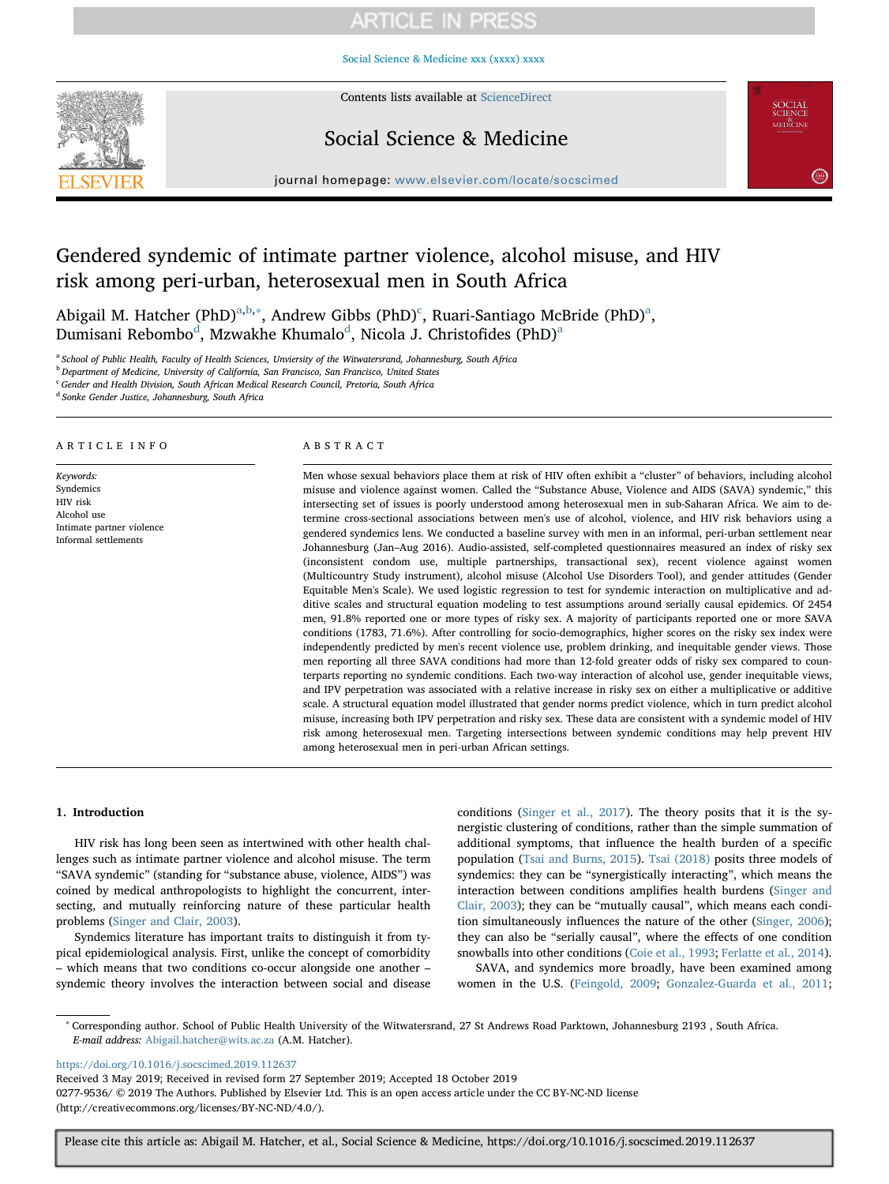# Gendered syndemic of intimate partner violence, alcohol misuse, and HIV risk among peri-urban, heterosexual men in South Africa

Abigail M. Hatcher (PhD)[a,b,*], Andrew Gibbs (PhD)[c], Ruari-Santiago McBride (PhD)[a], Dumisani Rebombo[d], Mzwakhe Khumalo[d], Nicola J. Christofides (PhD)[a]

[a] School of Public Health, Faculty of Health Sciences, Unviersity of the Witwatersrand, Johannesburg, South Africa
[b] Department of Medicine, University of California, San Francisco, San Francisco, United States
[c] Gender and Health Division, South African Medical Research Council, Pretoria, South Africa
[d] Sonke Gender Justice, Johannesburg, South Africa

## ARTICLE INFO

*Keywords:*
Syndemics
HIV risk
Alcohol use
Intimate partner violence
Informal settlements

## ABSTRACT

Men whose sexual behaviors place them at risk of HIV often exhibit a "cluster" of behaviors, including alcohol misuse and violence against women. Called the "Substance Abuse, Violence and AIDS (SAVA) syndemic," this intersecting set of issues is poorly understood among heterosexual men in sub-Saharan Africa. We aim to determine cross-sectional associations between men's use of alcohol, violence, and HIV risk behaviors using a gendered syndemics lens. We conducted a baseline survey with men in an informal, peri-urban settlement near Johannesburg (Jan–Aug 2016). Audio-assisted, self-completed questionnaires measured an index of risky sex (inconsistent condom use, multiple partnerships, transactional sex), recent violence against women (Multicountry Study instrument), alcohol misuse (Alcohol Use Disorders Tool), and gender attitudes (Gender Equitable Men's Scale). We used logistic regression to test for syndemic interaction on multiplicative and additive scales and structural equation modeling to test assumptions around serially causal epidemics. Of 2454 men, 91.8% reported one or more types of risky sex. A majority of participants reported one or more SAVA conditions (1783, 71.6%). After controlling for socio-demographics, higher scores on the risky sex index were independently predicted by men's recent violence use, problem drinking, and inequitable gender views. Those men reporting all three SAVA conditions had more than 12-fold greater odds of risky sex compared to counterparts reporting no syndemic conditions. Each two-way interaction of alcohol use, gender inequitable views, and IPV perpetration was associated with a relative increase in risky sex on either a multiplicative or additive scale. A structural equation model illustrated that gender norms predict violence, which in turn predict alcohol misuse, increasing both IPV perpetration and risky sex. These data are consistent with a syndemic model of HIV risk among heterosexual men. Targeting intersections between syndemic conditions may help prevent HIV among heterosexual men in peri-urban African settings.

## 1. Introduction

HIV risk has long been seen as intertwined with other health challenges such as intimate partner violence and alcohol misuse. The term "SAVA syndemic" (standing for "substance abuse, violence, AIDS") was coined by medical anthropologists to highlight the concurrent, intersecting, and mutually reinforcing nature of these particular health problems (Singer and Clair, 2003).

Syndemics literature has important traits to distinguish it from typical epidemiological analysis. First, unlike the concept of comorbidity – which means that two conditions co-occur alongside one another – syndemic theory involves the interaction between social and disease conditions (Singer et al., 2017). The theory posits that it is the synergistic clustering of conditions, rather than the simple summation of additional symptoms, that influence the health burden of a specific population (Tsai and Burns, 2015). Tsai (2018) posits three models of syndemics: they can be "synergistically interacting", which means the interaction between conditions amplifies health burdens (Singer and Clair, 2003); they can be "mutually causal", which means each condition simultaneously influences the nature of the other (Singer, 2006); they can also be "serially causal", where the effects of one condition snowballs into other conditions (Coie et al., 1993; Ferlatte et al., 2014).

SAVA, and syndemics more broadly, have been examined among women in the U.S. (Feingold, 2009; Gonzalez-Guarda et al., 2011;

* Corresponding author. School of Public Health University of the Witwatersrand, 27 St Andrews Road Parktown, Johannesburg 2193 , South Africa.
*E-mail address:* Abigail.hatcher@wits.ac.za (A.M. Hatcher).

https://doi.org/10.1016/j.socscimed.2019.112637
Received 3 May 2019; Received in revised form 27 September 2019; Accepted 18 October 2019
0277-9536/ © 2019 The Authors. Published by Elsevier Ltd. This is an open access article under the CC BY-NC-ND license (http://creativecommons.org/licenses/BY-NC-ND/4.0/).

Please cite this article as: Abigail M. Hatcher, et al., Social Science & Medicine, https://doi.org/10.1016/j.socscimed.2019.112637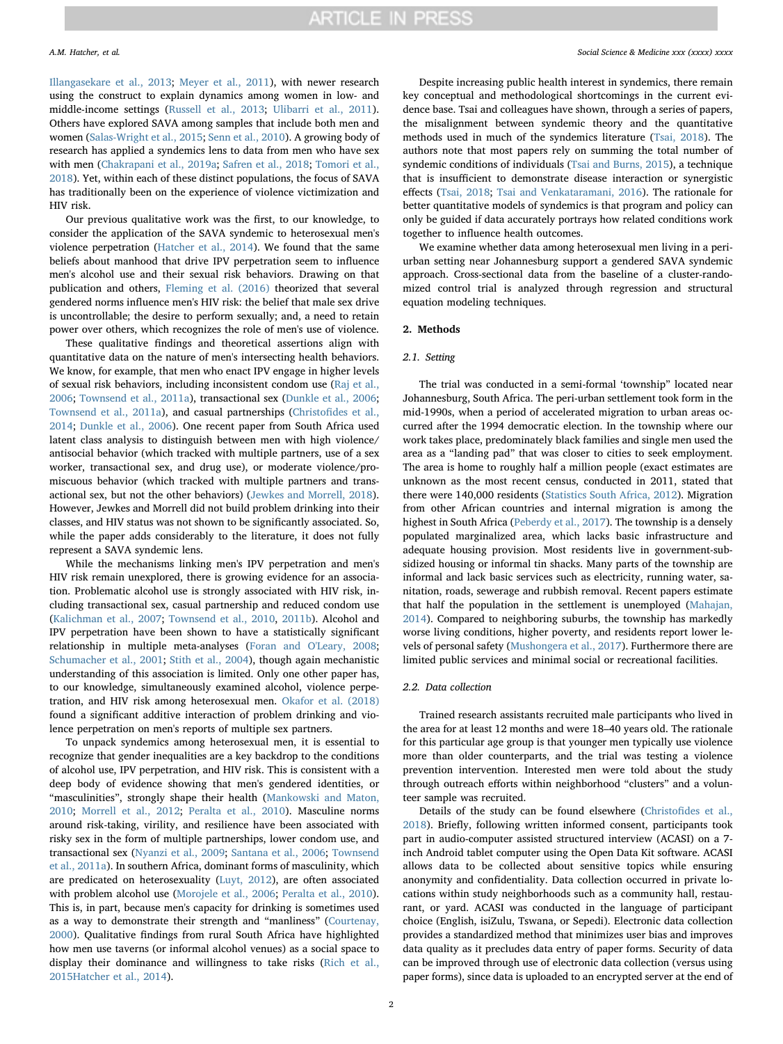Illangasekare et al., 2013; Meyer et al., 2011), with newer research using the construct to explain dynamics among women in low- and middle-income settings (Russell et al., 2013; Ulibarri et al., 2011). Others have explored SAVA among samples that include both men and women (Salas-Wright et al., 2015; Senn et al., 2010). A growing body of research has applied a syndemics lens to data from men who have sex with men (Chakrapani et al., 2019a; Safren et al., 2018; Tomori et al., 2018). Yet, within each of these distinct populations, the focus of SAVA has traditionally been on the experience of violence victimization and HIV risk.

Our previous qualitative work was the first, to our knowledge, to consider the application of the SAVA syndemic to heterosexual men's violence perpetration (Hatcher et al., 2014). We found that the same beliefs about manhood that drive IPV perpetration seem to influence men's alcohol use and their sexual risk behaviors. Drawing on that publication and others, Fleming et al. (2016) theorized that several gendered norms influence men's HIV risk: the belief that male sex drive is uncontrollable; the desire to perform sexually; and, a need to retain power over others, which recognizes the role of men's use of violence.

These qualitative findings and theoretical assertions align with quantitative data on the nature of men's intersecting health behaviors. We know, for example, that men who enact IPV engage in higher levels of sexual risk behaviors, including inconsistent condom use (Raj et al., 2006; Townsend et al., 2011a), transactional sex (Dunkle et al., 2006; Townsend et al., 2011a), and casual partnerships (Christofides et al., 2014; Dunkle et al., 2006). One recent paper from South Africa used latent class analysis to distinguish between men with high violence/antisocial behavior (which tracked with multiple partners, use of a sex worker, transactional sex, and drug use), or moderate violence/promiscuous behavior (which tracked with multiple partners and transactional sex, but not the other behaviors) (Jewkes and Morrell, 2018). However, Jewkes and Morrell did not build problem drinking into their classes, and HIV status was not shown to be significantly associated. So, while the paper adds considerably to the literature, it does not fully represent a SAVA syndemic lens.

While the mechanisms linking men's IPV perpetration and men's HIV risk remain unexplored, there is growing evidence for an association. Problematic alcohol use is strongly associated with HIV risk, including transactional sex, casual partnership and reduced condom use (Kalichman et al., 2007; Townsend et al., 2010, 2011b). Alcohol and IPV perpetration have been shown to have a statistically significant relationship in multiple meta-analyses (Foran and O'Leary, 2008; Schumacher et al., 2001; Stith et al., 2004), though again mechanistic understanding of this association is limited. Only one other paper has, to our knowledge, simultaneously examined alcohol, violence perpetration, and HIV risk among heterosexual men. Okafor et al. (2018) found a significant additive interaction of problem drinking and violence perpetration on men's reports of multiple sex partners.

To unpack syndemics among heterosexual men, it is essential to recognize that gender inequalities are a key backdrop to the conditions of alcohol use, IPV perpetration, and HIV risk. This is consistent with a deep body of evidence showing that men's gendered identities, or "masculinities", strongly shape their health (Mankowski and Maton, 2010; Morrell et al., 2012; Peralta et al., 2010). Masculine norms around risk-taking, virility, and resilience have been associated with risky sex in the form of multiple partnerships, lower condom use, and transactional sex (Nyanzi et al., 2009; Santana et al., 2006; Townsend et al., 2011a). In southern Africa, dominant forms of masculinity, which are predicated on heterosexuality (Luyt, 2012), are often associated with problem alcohol use (Morojele et al., 2006; Peralta et al., 2010). This is, in part, because men's capacity for drinking is sometimes used as a way to demonstrate their strength and "manliness" (Courtenay, 2000). Qualitative findings from rural South Africa have highlighted how men use taverns (or informal alcohol venues) as a social space to display their dominance and willingness to take risks (Rich et al., 2015Hatcher et al., 2014).

Despite increasing public health interest in syndemics, there remain key conceptual and methodological shortcomings in the current evidence base. Tsai and colleagues have shown, through a series of papers, the misalignment between syndemic theory and the quantitative methods used in much of the syndemics literature (Tsai, 2018). The authors note that most papers rely on summing the total number of syndemic conditions of individuals (Tsai and Burns, 2015), a technique that is insufficient to demonstrate disease interaction or synergistic effects (Tsai, 2018; Tsai and Venkataramani, 2016). The rationale for better quantitative models of syndemics is that program and policy can only be guided if data accurately portrays how related conditions work together to influence health outcomes.

We examine whether data among heterosexual men living in a peri-urban setting near Johannesburg support a gendered SAVA syndemic approach. Cross-sectional data from the baseline of a cluster-randomized control trial is analyzed through regression and structural equation modeling techniques.

## 2. Methods

### 2.1. Setting

The trial was conducted in a semi-formal 'township" located near Johannesburg, South Africa. The peri-urban settlement took form in the mid-1990s, when a period of accelerated migration to urban areas occurred after the 1994 democratic election. In the township where our work takes place, predominately black families and single men used the area as a "landing pad" that was closer to cities to seek employment. The area is home to roughly half a million people (exact estimates are unknown as the most recent census, conducted in 2011, stated that there were 140,000 residents (Statistics South Africa, 2012). Migration from other African countries and internal migration is among the highest in South Africa (Peberdy et al., 2017). The township is a densely populated marginalized area, which lacks basic infrastructure and adequate housing provision. Most residents live in government-subsidized housing or informal tin shacks. Many parts of the township are informal and lack basic services such as electricity, running water, sanitation, roads, sewerage and rubbish removal. Recent papers estimate that half the population in the settlement is unemployed (Mahajan, 2014). Compared to neighboring suburbs, the township has markedly worse living conditions, higher poverty, and residents report lower levels of personal safety (Mushongera et al., 2017). Furthermore there are limited public services and minimal social or recreational facilities.

### 2.2. Data collection

Trained research assistants recruited male participants who lived in the area for at least 12 months and were 18–40 years old. The rationale for this particular age group is that younger men typically use violence more than older counterparts, and the trial was testing a violence prevention intervention. Interested men were told about the study through outreach efforts within neighborhood "clusters" and a volunteer sample was recruited.

Details of the study can be found elsewhere (Christofides et al., 2018). Briefly, following written informed consent, participants took part in audio-computer assisted structured interview (ACASI) on a 7-inch Android tablet computer using the Open Data Kit software. ACASI allows data to be collected about sensitive topics while ensuring anonymity and confidentiality. Data collection occurred in private locations within study neighborhoods such as a community hall, restaurant, or yard. ACASI was conducted in the language of participant choice (English, isiZulu, Tswana, or Sepedi). Electronic data collection provides a standardized method that minimizes user bias and improves data quality as it precludes data entry of paper forms. Security of data can be improved through use of electronic data collection (versus using paper forms), since data is uploaded to an encrypted server at the end of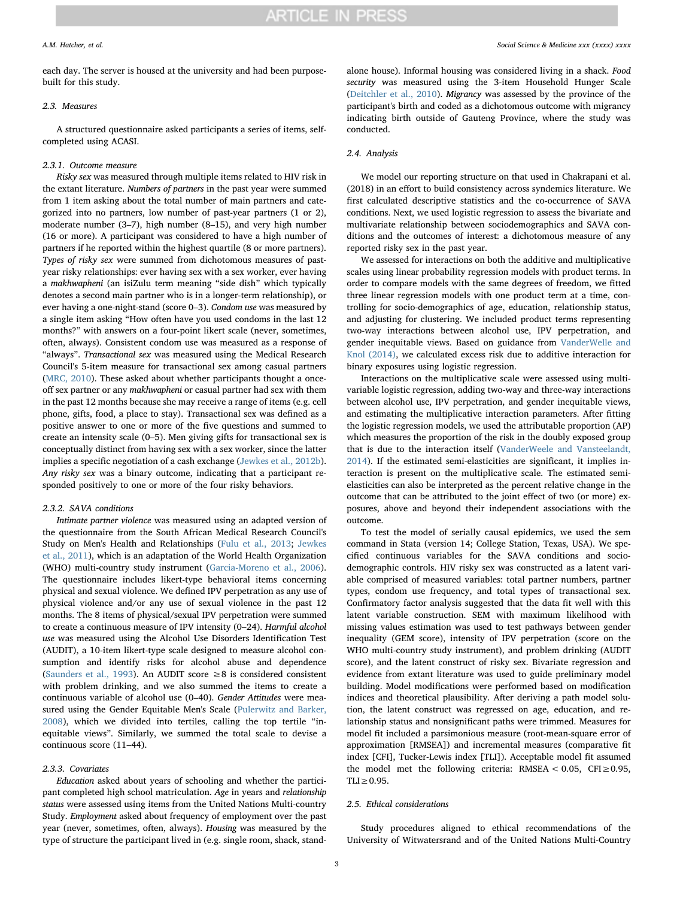each day. The server is housed at the university and had been purpose-built for this study.

### 2.3. Measures

A structured questionnaire asked participants a series of items, self-completed using ACASI.

#### 2.3.1. Outcome measure

*Risky sex* was measured through multiple items related to HIV risk in the extant literature. *Numbers of partners* in the past year were summed from 1 item asking about the total number of main partners and categorized into no partners, low number of past-year partners (1 or 2), moderate number (3–7), high number (8–15), and very high number (16 or more). A participant was considered to have a high number of partners if he reported within the highest quartile (8 or more partners). *Types of risky sex* were summed from dichotomous measures of past-year risky relationships: ever having sex with a sex worker, ever having a *makhwapheni* (an isiZulu term meaning "side dish" which typically denotes a second main partner who is in a longer-term relationship), or ever having a one-night-stand (score 0–3). *Condom use* was measured by a single item asking "How often have you used condoms in the last 12 months?" with answers on a four-point likert scale (never, sometimes, often, always). Consistent condom use was measured as a response of "always". *Transactional sex* was measured using the Medical Research Council's 5-item measure for transactional sex among casual partners (MRC, 2010). These asked about whether participants thought a once-off sex partner or any *makhwapheni* or casual partner had sex with them in the past 12 months because she may receive a range of items (e.g. cell phone, gifts, food, a place to stay). Transactional sex was defined as a positive answer to one or more of the five questions and summed to create an intensity scale (0–5). Men giving gifts for transactional sex is conceptually distinct from having sex with a sex worker, since the latter implies a specific negotiation of a cash exchange (Jewkes et al., 2012b). *Any risky sex* was a binary outcome, indicating that a participant responded positively to one or more of the four risky behaviors.

#### 2.3.2. SAVA conditions

*Intimate partner violence* was measured using an adapted version of the questionnaire from the South African Medical Research Council's Study on Men's Health and Relationships (Fulu et al., 2013; Jewkes et al., 2011), which is an adaptation of the World Health Organization (WHO) multi-country study instrument (Garcia-Moreno et al., 2006). The questionnaire includes likert-type behavioral items concerning physical and sexual violence. We defined IPV perpetration as any use of physical violence and/or any use of sexual violence in the past 12 months. The 8 items of physical/sexual IPV perpetration were summed to create a continuous measure of IPV intensity (0–24). *Harmful alcohol use* was measured using the Alcohol Use Disorders Identification Test (AUDIT), a 10-item likert-type scale designed to measure alcohol consumption and identify risks for alcohol abuse and dependence (Saunders et al., 1993). An AUDIT score $\geq 8$ is considered consistent with problem drinking, and we also summed the items to create a continuous variable of alcohol use (0–40). *Gender Attitudes* were measured using the Gender Equitable Men's Scale (Pulerwitz and Barker, 2008), which we divided into tertiles, calling the top tertile "inequitable views". Similarly, we summed the total scale to devise a continuous score (11–44).

#### 2.3.3. Covariates

*Education* asked about years of schooling and whether the participant completed high school matriculation. *Age* in years and *relationship status* were assessed using items from the United Nations Multi-country Study. *Employment* asked about frequency of employment over the past year (never, sometimes, often, always). *Housing* was measured by the type of structure the participant lived in (e.g. single room, shack, stand-alone house). Informal housing was considered living in a shack. *Food security* was measured using the 3-item Household Hunger Scale (Deitchler et al., 2010). *Migrancy* was assessed by the province of the participant's birth and coded as a dichotomous outcome with migrancy indicating birth outside of Gauteng Province, where the study was conducted.

### 2.4. Analysis

We model our reporting structure on that used in Chakrapani et al. (2018) in an effort to build consistency across syndemics literature. We first calculated descriptive statistics and the co-occurrence of SAVA conditions. Next, we used logistic regression to assess the bivariate and multivariate relationship between sociodemographics and SAVA conditions and the outcomes of interest: a dichotomous measure of any reported risky sex in the past year.

We assessed for interactions on both the additive and multiplicative scales using linear probability regression models with product terms. In order to compare models with the same degrees of freedom, we fitted three linear regression models with one product term at a time, controlling for socio-demographics of age, education, relationship status, and adjusting for clustering. We included product terms representing two-way interactions between alcohol use, IPV perpetration, and gender inequitable views. Based on guidance from VanderWelle and Knol (2014), we calculated excess risk due to additive interaction for binary exposures using logistic regression.

Interactions on the multiplicative scale were assessed using multivariable logistic regression, adding two-way and three-way interactions between alcohol use, IPV perpetration, and gender inequitable views, and estimating the multiplicative interaction parameters. After fitting the logistic regression models, we used the attributable proportion (AP) which measures the proportion of the risk in the doubly exposed group that is due to the interaction itself (VanderWeele and Vansteelandt, 2014). If the estimated semi-elasticities are significant, it implies interaction is present on the multiplicative scale. The estimated semi-elasticities can also be interpreted as the percent relative change in the outcome that can be attributed to the joint effect of two (or more) exposures, above and beyond their independent associations with the outcome.

To test the model of serially causal epidemics, we used the sem command in Stata (version 14; College Station, Texas, USA). We specified continuous variables for the SAVA conditions and sociodemographic controls. HIV risky sex was constructed as a latent variable comprised of measured variables: total partner numbers, partner types, condom use frequency, and total types of transactional sex. Confirmatory factor analysis suggested that the data fit well with this latent variable construction. SEM with maximum likelihood with missing values estimation was used to test pathways between gender inequality (GEM score), intensity of IPV perpetration (score on the WHO multi-country study instrument), and problem drinking (AUDIT score), and the latent construct of risky sex. Bivariate regression and evidence from extant literature was used to guide preliminary model building. Model modifications were performed based on modification indices and theoretical plausibility. After deriving a path model solution, the latent construct was regressed on age, education, and relationship status and nonsignificant paths were trimmed. Measures for model fit included a parsimonious measure (root-mean-square error of approximation [RMSEA]) and incremental measures (comparative fit index [CFI], Tucker-Lewis index [TLI]). Acceptable model fit assumed the model met the following criteria: RMSEA $< 0.05$, CFI $\geq 0.95$, TLI $\geq 0.95$.

### 2.5. Ethical considerations

Study procedures aligned to ethical recommendations of the University of Witwatersrand and of the United Nations Multi-Country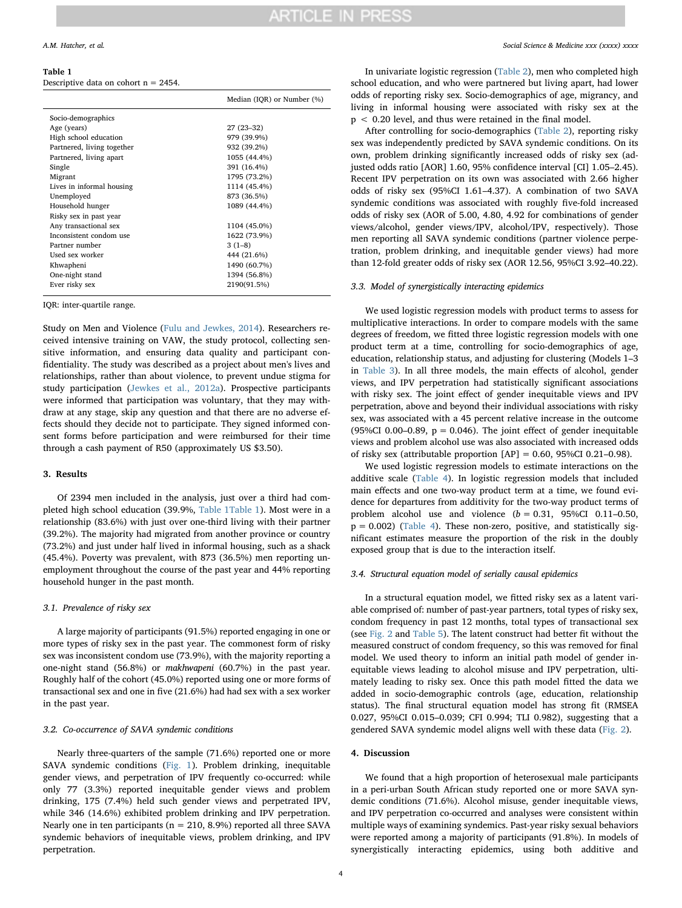**Table 1**
Descriptive data on cohort n = 2454.

| | Median (IQR) or Number (%) |
|---|---|
| Socio-demographics | |
| Age (years) | 27 (23–32) |
| High school education | 979 (39.9%) |
| Partnered, living together | 932 (39.2%) |
| Partnered, living apart | 1055 (44.4%) |
| Single | 391 (16.4%) |
| Migrant | 1795 (73.2%) |
| Lives in informal housing | 1114 (45.4%) |
| Unemployed | 873 (36.5%) |
| Household hunger | 1089 (44.4%) |
| Risky sex in past year | |
| Any transactional sex | 1104 (45.0%) |
| Inconsistent condom use | 1622 (73.9%) |
| Partner number | 3 (1–8) |
| Used sex worker | 444 (21.6%) |
| Khwapheni | 1490 (60.7%) |
| One-night stand | 1394 (56.8%) |
| Ever risky sex | 2190(91.5%) |

IQR: inter-quartile range.

Study on Men and Violence (Fulu and Jewkes, 2014). Researchers received intensive training on VAW, the study protocol, collecting sensitive information, and ensuring data quality and participant confidentiality. The study was described as a project about men's lives and relationships, rather than about violence, to prevent undue stigma for study participation (Jewkes et al., 2012a). Prospective participants were informed that participation was voluntary, that they may withdraw at any stage, skip any question and that there are no adverse effects should they decide not to participate. They signed informed consent forms before participation and were reimbursed for their time through a cash payment of R50 (approximately US $3.50).

## 3. Results

Of 2394 men included in the analysis, just over a third had completed high school education (39.9%, Table 1Table 1). Most were in a relationship (83.6%) with just over one-third living with their partner (39.2%). The majority had migrated from another province or country (73.2%) and just under half had lived in informal housing, such as a shack (45.4%). Poverty was prevalent, with 873 (36.5%) men reporting unemployment throughout the course of the past year and 44% reporting household hunger in the past month.

### 3.1. Prevalence of risky sex

A large majority of participants (91.5%) reported engaging in one or more types of risky sex in the past year. The commonest form of risky sex was inconsistent condom use (73.9%), with the majority reporting a one-night stand (56.8%) or *makhwapeni* (60.7%) in the past year. Roughly half of the cohort (45.0%) reported using one or more forms of transactional sex and one in five (21.6%) had had sex with a sex worker in the past year.

### 3.2. Co-occurrence of SAVA syndemic conditions

Nearly three-quarters of the sample (71.6%) reported one or more SAVA syndemic conditions (Fig. 1). Problem drinking, inequitable gender views, and perpetration of IPV frequently co-occurred: while only 77 (3.3%) reported inequitable gender views and problem drinking, 175 (7.4%) held such gender views and perpetrated IPV, while 346 (14.6%) exhibited problem drinking and IPV perpetration. Nearly one in ten participants (n = 210, 8.9%) reported all three SAVA syndemic behaviors of inequitable views, problem drinking, and IPV perpetration.

In univariate logistic regression (Table 2), men who completed high school education, and who were partnered but living apart, had lower odds of reporting risky sex. Socio-demographics of age, migrancy, and living in informal housing were associated with risky sex at the $p < 0.20$ level, and thus were retained in the final model.

After controlling for socio-demographics (Table 2), reporting risky sex was independently predicted by SAVA syndemic conditions. On its own, problem drinking significantly increased odds of risky sex (adjusted odds ratio [AOR] 1.60, 95% confidence interval [CI] 1.05–2.45). Recent IPV perpetration on its own was associated with 2.66 higher odds of risky sex (95%CI 1.61–4.37). A combination of two SAVA syndemic conditions was associated with roughly five-fold increased odds of risky sex (AOR of 5.00, 4.80, 4.92 for combinations of gender views/alcohol, gender views/IPV, alcohol/IPV, respectively). Those men reporting all SAVA syndemic conditions (partner violence perpetration, problem drinking, and inequitable gender views) had more than 12-fold greater odds of risky sex (AOR 12.56, 95%CI 3.92–40.22).

### 3.3. Model of synergistically interacting epidemics

We used logistic regression models with product terms to assess for multiplicative interactions. In order to compare models with the same degrees of freedom, we fitted three logistic regression models with one product term at a time, controlling for socio-demographics of age, education, relationship status, and adjusting for clustering (Models 1–3 in Table 3). In all three models, the main effects of alcohol, gender views, and IPV perpetration had statistically significant associations with risky sex. The joint effect of gender inequitable views and IPV perpetration, above and beyond their individual associations with risky sex, was associated with a 45 percent relative increase in the outcome (95%CI 0.00–0.89, $p = 0.046$). The joint effect of gender inequitable views and problem alcohol use was also associated with increased odds of risky sex (attributable proportion [AP] = 0.60, 95%CI 0.21–0.98).

We used logistic regression models to estimate interactions on the additive scale (Table 4). In logistic regression models that included main effects and one two-way product term at a time, we found evidence for departures from additivity for the two-way product terms of problem alcohol use and violence ($b = 0.31$, 95%CI 0.11–0.50, $p = 0.002$) (Table 4). These non-zero, positive, and statistically significant estimates measure the proportion of the risk in the doubly exposed group that is due to the interaction itself.

### 3.4. Structural equation model of serially causal epidemics

In a structural equation model, we fitted risky sex as a latent variable comprised of: number of past-year partners, total types of risky sex, condom frequency in past 12 months, total types of transactional sex (see Fig. 2 and Table 5). The latent construct had better fit without the measured construct of condom frequency, so this was removed for final model. We used theory to inform an initial path model of gender inequitable views leading to alcohol misuse and IPV perpetration, ultimately leading to risky sex. Once this path model fitted the data we added in socio-demographic controls (age, education, relationship status). The final structural equation model has strong fit (RMSEA 0.027, 95%CI 0.015–0.039; CFI 0.994; TLI 0.982), suggesting that a gendered SAVA syndemic model aligns well with these data (Fig. 2).

## 4. Discussion

We found that a high proportion of heterosexual male participants in a peri-urban South African study reported one or more SAVA syndemic conditions (71.6%). Alcohol misuse, gender inequitable views, and IPV perpetration co-occurred and analyses were consistent within multiple ways of examining syndemics. Past-year risky sexual behaviors were reported among a majority of participants (91.8%). In models of synergistically interacting epidemics, using both additive and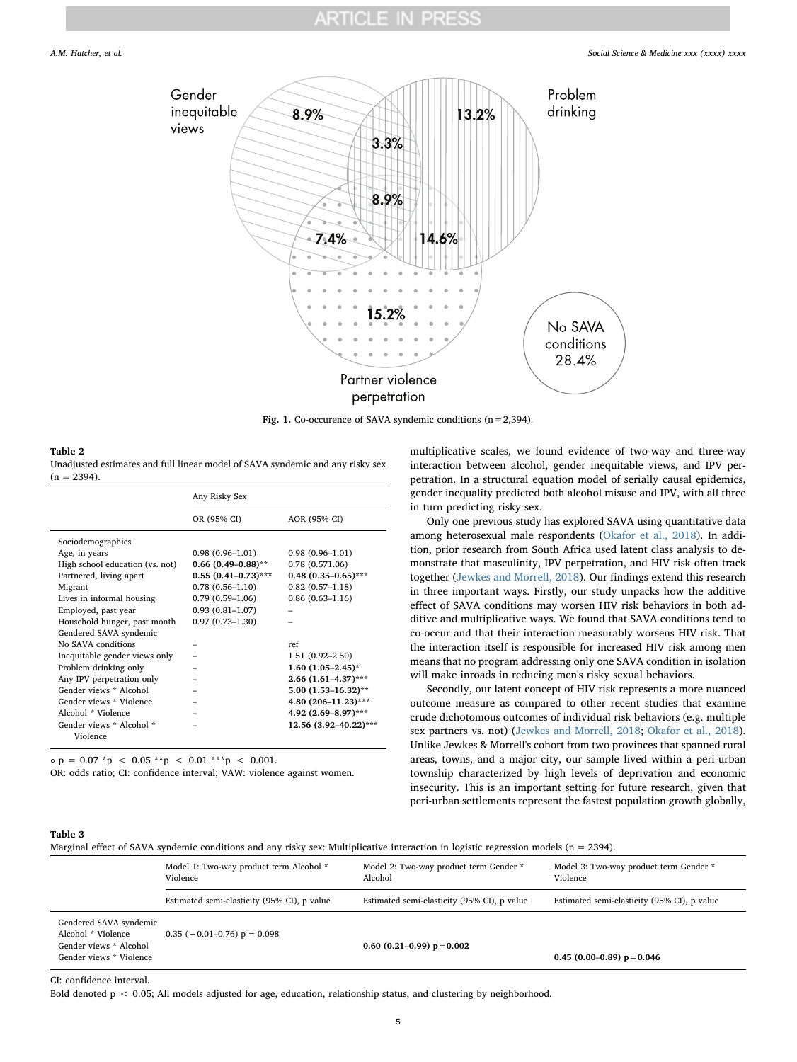Fig. 1. Co-occurence of SAVA syndemic conditions (n = 2,394).

**Table 2**
Unadjusted estimates and full linear model of SAVA syndemic and any risky sex (n = 2394).

| | Any Risky Sex | |
|---|---|---|
| | OR (95% CI) | AOR (95% CI) |
| Sociodemographics | | |
| Age, in years | 0.98 (0.96–1.01) | 0.98 (0.96–1.01) |
| High school education (vs. not) | **0.66 (0.49–0.88)**** | 0.78 (0.571.06) |
| Partnered, living apart | **0.55 (0.41–0.73)***** | **0.48 (0.35–0.65)***** |
| Migrant | 0.78 (0.56–1.10) | 0.82 (0.57–1.18) |
| Lives in informal housing | 0.79 (0.59–1.06) | 0.86 (0.63–1.16) |
| Employed, past year | 0.93 (0.81–1.07) | – |
| Household hunger, past month | 0.97 (0.73–1.30) | – |
| Gendered SAVA syndemic | | |
| No SAVA conditions | – | ref |
| Inequitable gender views only | – | 1.51 (0.92–2.50) |
| Problem drinking only | – | **1.60 (1.05–2.45)*** |
| Any IPV perpetration only | – | **2.66 (1.61–4.37)***** |
| Gender views * Alcohol | – | **5.00 (1.53–16.32)**** |
| Gender views * Violence | – | **4.80 (206–11.23)***** |
| Alcohol * Violence | – | **4.92 (2.69–8.97)***** |
| Gender views * Alcohol * Violence | – | **12.56 (3.92–40.22)***** |

∘ p = 0.07 *p < 0.05 **p < 0.01 ***p < 0.001.
OR: odds ratio; CI: confidence interval; VAW: violence against women.

multiplicative scales, we found evidence of two-way and three-way interaction between alcohol, gender inequitable views, and IPV perpetration. In a structural equation model of serially causal epidemics, gender inequality predicted both alcohol misuse and IPV, with all three in turn predicting risky sex.

Only one previous study has explored SAVA using quantitative data among heterosexual male respondents (Okafor et al., 2018). In addition, prior research from South Africa used latent class analysis to demonstrate that masculinity, IPV perpetration, and HIV risk often track together (Jewkes and Morrell, 2018). Our findings extend this research in three important ways. Firstly, our study unpacks how the additive effect of SAVA conditions may worsen HIV risk behaviors in both additive and multiplicative ways. We found that SAVA conditions tend to co-occur and that their interaction measurably worsens HIV risk. That the interaction itself is responsible for increased HIV risk among men means that no program addressing only one SAVA condition in isolation will make inroads in reducing men's risky sexual behaviors.

Secondly, our latent concept of HIV risk represents a more nuanced outcome measure as compared to other recent studies that examine crude dichotomous outcomes of individual risk behaviors (e.g. multiple sex partners vs. not) (Jewkes and Morrell, 2018; Okafor et al., 2018). Unlike Jewkes & Morrell's cohort from two provinces that spanned rural areas, towns, and a major city, our sample lived within a peri-urban township characterized by high levels of deprivation and economic insecurity. This is an important setting for future research, given that peri-urban settlements represent the fastest population growth globally,

**Table 3**
Marginal effect of SAVA syndemic conditions and any risky sex: Multiplicative interaction in logistic regression models (n = 2394).

| | Model 1: Two-way product term Alcohol * Violence | Model 2: Two-way product term Gender * Alcohol | Model 3: Two-way product term Gender * Violence |
|---|---|---|---|
| | Estimated semi-elasticity (95% CI), p value | Estimated semi-elasticity (95% CI), p value | Estimated semi-elasticity (95% CI), p value |
| Gendered SAVA syndemic | | | |
| Alcohol * Violence | 0.35 (−0.01–0.76) p = 0.098 | | |
| Gender views * Alcohol | | **0.60 (0.21–0.99) p = 0.002** | |
| Gender views * Violence | | | **0.45 (0.00–0.89) p = 0.046** |

CI: confidence interval.
Bold denoted p < 0.05; All models adjusted for age, education, relationship status, and clustering by neighborhood.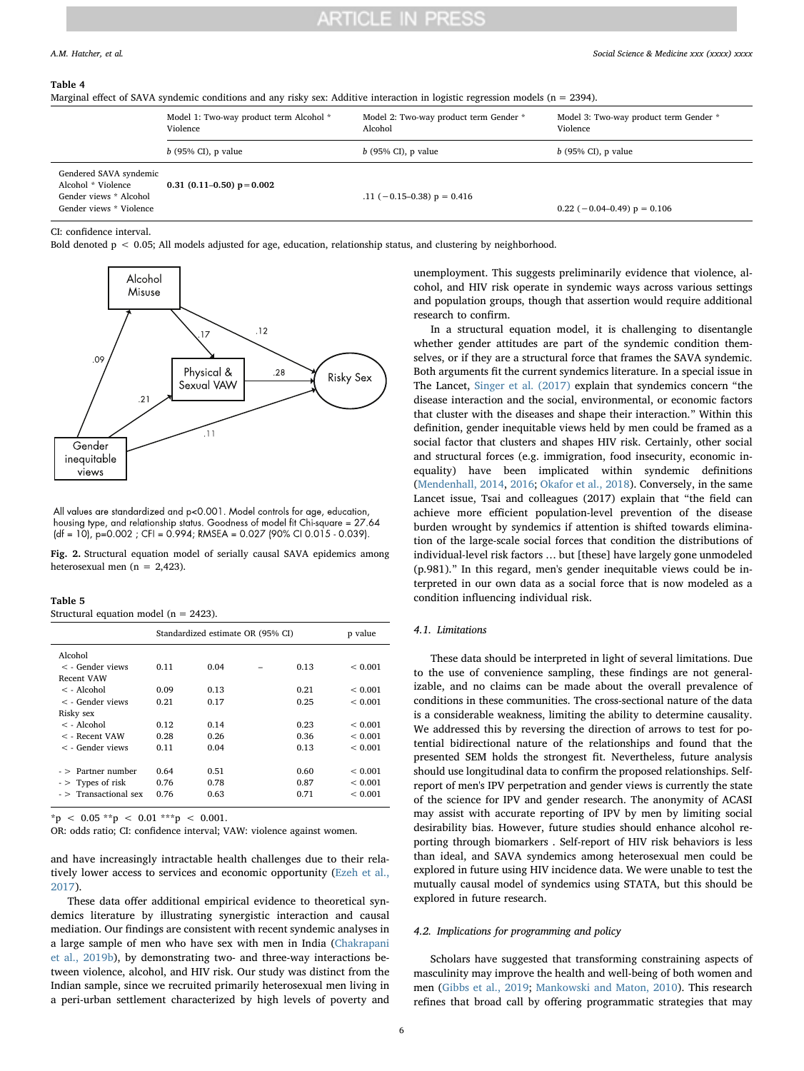**Table 4**
Marginal effect of SAVA syndemic conditions and any risky sex: Additive interaction in logistic regression models (n = 2394).

| | Model 1: Two-way product term Alcohol * Violence | Model 2: Two-way product term Gender * Alcohol | Model 3: Two-way product term Gender * Violence |
|---|---|---|---|
| | *b* (95% CI), p value | *b* (95% CI), p value | *b* (95% CI), p value |
| Gendered SAVA syndemic | | | |
| Alcohol * Violence | **0.31 (0.11–0.50) p = 0.002** | | |
| Gender views * Alcohol | | .11 (−0.15–0.38) p = 0.416 | |
| Gender views * Violence | | | 0.22 (−0.04–0.49) p = 0.106 |

CI: confidence interval.
Bold denoted $p < 0.05$; All models adjusted for age, education, relationship status, and clustering by neighborhood.

All values are standardized and p<0.001. Model controls for age, education, housing type, and relationship status. Goodness of model fit Chi-square = 27.64 (df = 10), p=0.002 ; CFI = 0.994; RMSEA = 0.027 (90% CI 0.015 - 0.039).

**Fig. 2.** Structural equation model of serially causal SAVA epidemics among heterosexual men (n = 2,423).

**Table 5**
Structural equation model (n = 2423).

| | Standardized estimate OR (95% CI) | | | | p value |
|---|---|---|---|---|---|
| Alcohol | | | | | |
| < - Gender views | 0.11 | 0.04 | – | 0.13 | < 0.001 |
| Recent VAW | | | | | |
| < - Alcohol | 0.09 | 0.13 | | 0.21 | < 0.001 |
| < - Gender views | 0.21 | 0.17 | | 0.25 | < 0.001 |
| Risky sex | | | | | |
| < - Alcohol | 0.12 | 0.14 | | 0.23 | < 0.001 |
| < - Recent VAW | 0.28 | 0.26 | | 0.36 | < 0.001 |
| < - Gender views | 0.11 | 0.04 | | 0.13 | < 0.001 |
| - > Partner number | 0.64 | 0.51 | | 0.60 | < 0.001 |
| - > Types of risk | 0.76 | 0.78 | | 0.87 | < 0.001 |
| - > Transactional sex | 0.76 | 0.63 | | 0.71 | < 0.001 |

*p < 0.05 **p < 0.01 ***p < 0.001.
OR: odds ratio; CI: confidence interval; VAW: violence against women.

and have increasingly intractable health challenges due to their relatively lower access to services and economic opportunity (Ezeh et al., 2017).

These data offer additional empirical evidence to theoretical syndemics literature by illustrating synergistic interaction and causal mediation. Our findings are consistent with recent syndemic analyses in a large sample of men who have sex with men in India (Chakrapani et al., 2019b), by demonstrating two- and three-way interactions between violence, alcohol, and HIV risk. Our study was distinct from the Indian sample, since we recruited primarily heterosexual men living in a peri-urban settlement characterized by high levels of poverty and unemployment. This suggests preliminarily evidence that violence, alcohol, and HIV risk operate in syndemic ways across various settings and population groups, though that assertion would require additional research to confirm.

In a structural equation model, it is challenging to disentangle whether gender attitudes are part of the syndemic condition themselves, or if they are a structural force that frames the SAVA syndemic. Both arguments fit the current syndemics literature. In a special issue in The Lancet, Singer et al. (2017) explain that syndemics concern "the disease interaction and the social, environmental, or economic factors that cluster with the diseases and shape their interaction." Within this definition, gender inequitable views held by men could be framed as a social factor that clusters and shapes HIV risk. Certainly, other social and structural forces (e.g. immigration, food insecurity, economic inequality) have been implicated within syndemic definitions (Mendenhall, 2014, 2016; Okafor et al., 2018). Conversely, in the same Lancet issue, Tsai and colleagues (2017) explain that "the field can achieve more efficient population-level prevention of the disease burden wrought by syndemics if attention is shifted towards elimination of the large-scale social forces that condition the distributions of individual-level risk factors … but [these] have largely gone unmodeled (p.981)." In this regard, men's gender inequitable views could be interpreted in our own data as a social force that is now modeled as a condition influencing individual risk.

### 4.1. Limitations

These data should be interpreted in light of several limitations. Due to the use of convenience sampling, these findings are not generalizable, and no claims can be made about the overall prevalence of conditions in these communities. The cross-sectional nature of the data is a considerable weakness, limiting the ability to determine causality. We addressed this by reversing the direction of arrows to test for potential bidirectional nature of the relationships and found that the presented SEM holds the strongest fit. Nevertheless, future analysis should use longitudinal data to confirm the proposed relationships. Self-report of men's IPV perpetration and gender views is currently the state of the science for IPV and gender research. The anonymity of ACASI may assist with accurate reporting of IPV by men by limiting social desirability bias. However, future studies should enhance alcohol reporting through biomarkers . Self-report of HIV risk behaviors is less than ideal, and SAVA syndemics among heterosexual men could be explored in future using HIV incidence data. We were unable to test the mutually causal model of syndemics using STATA, but this should be explored in future research.

### 4.2. Implications for programming and policy

Scholars have suggested that transforming constraining aspects of masculinity may improve the health and well-being of both women and men (Gibbs et al., 2019; Mankowski and Maton, 2010). This research refines that broad call by offering programmatic strategies that may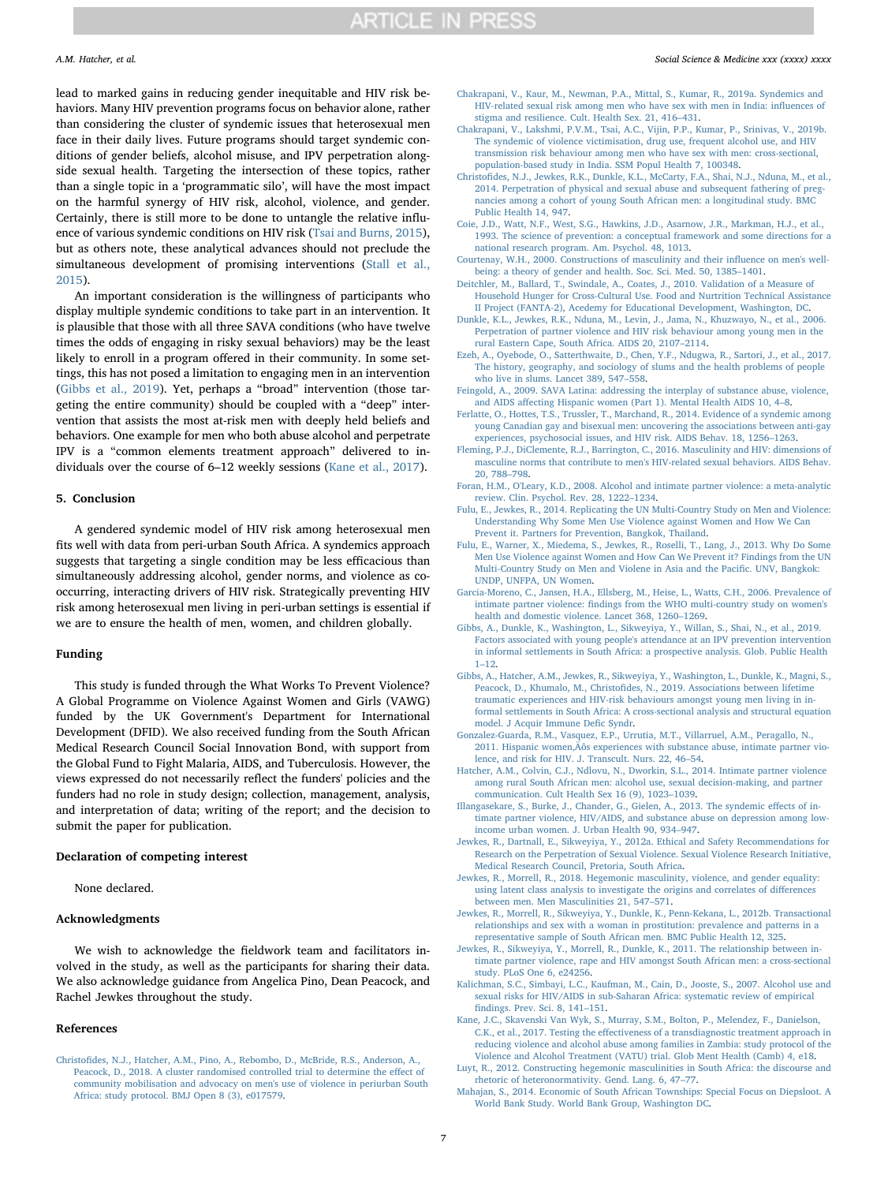lead to marked gains in reducing gender inequitable and HIV risk behaviors. Many HIV prevention programs focus on behavior alone, rather than considering the cluster of syndemic issues that heterosexual men face in their daily lives. Future programs should target syndemic conditions of gender beliefs, alcohol misuse, and IPV perpetration alongside sexual health. Targeting the intersection of these topics, rather than a single topic in a 'programmatic silo', will have the most impact on the harmful synergy of HIV risk, alcohol, violence, and gender. Certainly, there is still more to be done to untangle the relative influence of various syndemic conditions on HIV risk (Tsai and Burns, 2015), but as others note, these analytical advances should not preclude the simultaneous development of promising interventions (Stall et al., 2015).

An important consideration is the willingness of participants who display multiple syndemic conditions to take part in an intervention. It is plausible that those with all three SAVA conditions (who have twelve times the odds of engaging in risky sexual behaviors) may be the least likely to enroll in a program offered in their community. In some settings, this has not posed a limitation to engaging men in an intervention (Gibbs et al., 2019). Yet, perhaps a "broad" intervention (those targeting the entire community) should be coupled with a "deep" intervention that assists the most at-risk men with deeply held beliefs and behaviors. One example for men who both abuse alcohol and perpetrate IPV is a "common elements treatment approach" delivered to individuals over the course of 6–12 weekly sessions (Kane et al., 2017).

## 5. Conclusion

A gendered syndemic model of HIV risk among heterosexual men fits well with data from peri-urban South Africa. A syndemics approach suggests that targeting a single condition may be less efficacious than simultaneously addressing alcohol, gender norms, and violence as co-occurring, interacting drivers of HIV risk. Strategically preventing HIV risk among heterosexual men living in peri-urban settings is essential if we are to ensure the health of men, women, and children globally.

## Funding

This study is funded through the What Works To Prevent Violence? A Global Programme on Violence Against Women and Girls (VAWG) funded by the UK Government's Department for International Development (DFID). We also received funding from the South African Medical Research Council Social Innovation Bond, with support from the Global Fund to Fight Malaria, AIDS, and Tuberculosis. However, the views expressed do not necessarily reflect the funders' policies and the funders had no role in study design; collection, management, analysis, and interpretation of data; writing of the report; and the decision to submit the paper for publication.

## Declaration of competing interest

None declared.

## Acknowledgments

We wish to acknowledge the fieldwork team and facilitators involved in the study, as well as the participants for sharing their data. We also acknowledge guidance from Angelica Pino, Dean Peacock, and Rachel Jewkes throughout the study.

## References

Christofides, N.J., Hatcher, A.M., Pino, A., Rebombo, D., McBride, R.S., Anderson, A., Peacock, D., 2018. A cluster randomised controlled trial to determine the effect of community mobilisation and advocacy on men's use of violence in periurban South Africa: study protocol. BMJ Open 8 (3), e017579.

Chakrapani, V., Kaur, M., Newman, P.A., Mittal, S., Kumar, R., 2019a. Syndemics and HIV-related sexual risk among men who have sex with men in India: influences of stigma and resilience. Cult. Health Sex. 21, 416–431.

Chakrapani, V., Lakshmi, P.V.M., Tsai, A.C., Vijin, P.P., Kumar, P., Srinivas, V., 2019b. The syndemic of violence victimisation, drug use, frequent alcohol use, and HIV transmission risk behaviour among men who have sex with men: cross-sectional, population-based study in India. SSM Popul Health 7, 100348.

Christofides, N.J., Jewkes, R.K., Dunkle, K.L., McCarty, F.A., Shai, N.J., Nduna, M., et al., 2014. Perpetration of physical and sexual abuse and subsequent fathering of pregnancies among a cohort of young South African men: a longitudinal study. BMC Public Health 14, 947.

Coie, J.D., Watt, N.F., West, S.G., Hawkins, J.D., Asarnow, J.R., Markman, H.J., et al., 1993. The science of prevention: a conceptual framework and some directions for a national research program. Am. Psychol. 48, 1013.

Courtenay, W.H., 2000. Constructions of masculinity and their influence on men's well-being: a theory of gender and health. Soc. Sci. Med. 50, 1385–1401.

Deitchler, M., Ballard, T., Swindale, A., Coates, J., 2010. Validation of a Measure of Household Hunger for Cross-Cultural Use. Food and Nutrition Technical Assistance II Project (FANTA-2), Acedemy for Educational Development, Washington, DC.

Dunkle, K.L., Jewkes, R.K., Nduna, M., Levin, J., Jama, N., Khuzwayo, N., et al., 2006. Perpetration of partner violence and HIV risk behaviour among young men in the rural Eastern Cape, South Africa. AIDS 20, 2107–2114.

Ezeh, A., Oyebode, O., Satterthwaite, D., Chen, Y.F., Ndugwa, R., Sartori, J., et al., 2017. The history, geography, and sociology of slums and the health problems of people who live in slums. Lancet 389, 547–558.

Feingold, A., 2009. SAVA Latina: addressing the interplay of substance abuse, violence, and AIDS affecting Hispanic women (Part 1). Mental Health AIDS 10, 4–8.

Ferlatte, O., Hottes, T.S., Trussler, T., Marchand, R., 2014. Evidence of a syndemic among young Canadian gay and bisexual men: uncovering the associations between anti-gay experiences, psychosocial issues, and HIV risk. AIDS Behav. 18, 1256–1263.

Fleming, P.J., DiClemente, R.J., Barrington, C., 2016. Masculinity and HIV: dimensions of masculine norms that contribute to men's HIV-related sexual behaviors. AIDS Behav. 20, 788–798.

Foran, H.M., O'Leary, K.D., 2008. Alcohol and intimate partner violence: a meta-analytic review. Clin. Psychol. Rev. 28, 1222–1234.

Fulu, E., Jewkes, R., 2014. Replicating the UN Multi-Country Study on Men and Violence: Understanding Why Some Men Use Violence against Women and How We Can Prevent it. Partners for Prevention, Bangkok, Thailand.

Fulu, E., Warner, X., Miedema, S., Jewkes, R., Roselli, T., Lang, J., 2013. Why Do Some Men Use Violence against Women and How Can We Prevent it? Findings from the UN Multi-Country Study on Men and Violene in Asia and the Pacific. UNV, Bangkok: UNDP, UNFPA, UN Women.

Garcia-Moreno, C., Jansen, H.A., Ellsberg, M., Heise, L., Watts, C.H., 2006. Prevalence of intimate partner violence: findings from the WHO multi-country study on women's health and domestic violence. Lancet 368, 1260–1269.

Gibbs, A., Dunkle, K., Washington, L., Sikweyiya, Y., Willan, S., Shai, N., et al., 2019. Factors associated with young people's attendance at an IPV prevention intervention in informal settlements in South Africa: a prospective analysis. Glob. Public Health 1–12.

Gibbs, A., Hatcher, A.M., Jewkes, R., Sikweyiya, Y., Washington, L., Dunkle, K., Magni, S., Peacock, D., Khumalo, M., Christofides, N., 2019. Associations between lifetime traumatic experiences and HIV-risk behaviours amongst young men living in informal settlements in South Africa: A cross-sectional analysis and structural equation model. J Acquir Immune Defic Syndr.

Gonzalez-Guarda, R.M., Vasquez, E.P., Urrutia, M.T., Villarruel, A.M., Peragallo, N., 2011. Hispanic women‚Äôs experiences with substance abuse, intimate partner violence, and risk for HIV. J. Transcult. Nurs. 22, 46–54.

Hatcher, A.M., Colvin, C.J., Ndlovu, N., Dworkin, S.L., 2014. Intimate partner violence among rural South African men: alcohol use, sexual decision-making, and partner communication. Cult Health Sex 16 (9), 1023–1039.

Illangasekare, S., Burke, J., Chander, G., Gielen, A., 2013. The syndemic effects of intimate partner violence, HIV/AIDS, and substance abuse on depression among low-income urban women. J. Urban Health 90, 934–947.

Jewkes, R., Dartnall, E., Sikweyiya, Y., 2012a. Ethical and Safety Recommendations for Research on the Perpetration of Sexual Violence. Sexual Violence Research Initiative, Medical Research Council, Pretoria, South Africa.

Jewkes, R., Morrell, R., 2018. Hegemonic masculinity, violence, and gender equality: using latent class analysis to investigate the origins and correlates of differences between men. Men Masculinities 21, 547–571.

Jewkes, R., Morrell, R., Sikweyiya, Y., Dunkle, K., Penn-Kekana, L., 2012b. Transactional relationships and sex with a woman in prostitution: prevalence and patterns in a representative sample of South African men. BMC Public Health 12, 325.

Jewkes, R., Sikweyiya, Y., Morrell, R., Dunkle, K., 2011. The relationship between intimate partner violence, rape and HIV amongst South African men: a cross-sectional study. PLoS One 6, e24256.

Kalichman, S.C., Simbayi, L.C., Kaufman, M., Cain, D., Jooste, S., 2007. Alcohol use and sexual risks for HIV/AIDS in sub-Saharan Africa: systematic review of empirical findings. Prev. Sci. 8, 141–151.

Kane, J.C., Skavenski Van Wyk, S., Murray, S.M., Bolton, P., Melendez, F., Danielson, C.K., et al., 2017. Testing the effectiveness of a transdiagnostic treatment approach in reducing violence and alcohol abuse among families in Zambia: study protocol of the Violence and Alcohol Treatment (VATU) trial. Glob Ment Health (Camb) 4, e18.

Luyt, R., 2012. Constructing hegemonic masculinities in South Africa: the discourse and rhetoric of heteronormativity. Gend. Lang. 6, 47–77.

Mahajan, S., 2014. Economic of South African Townships: Special Focus on Diepsloot. A World Bank Study. World Bank Group, Washington DC.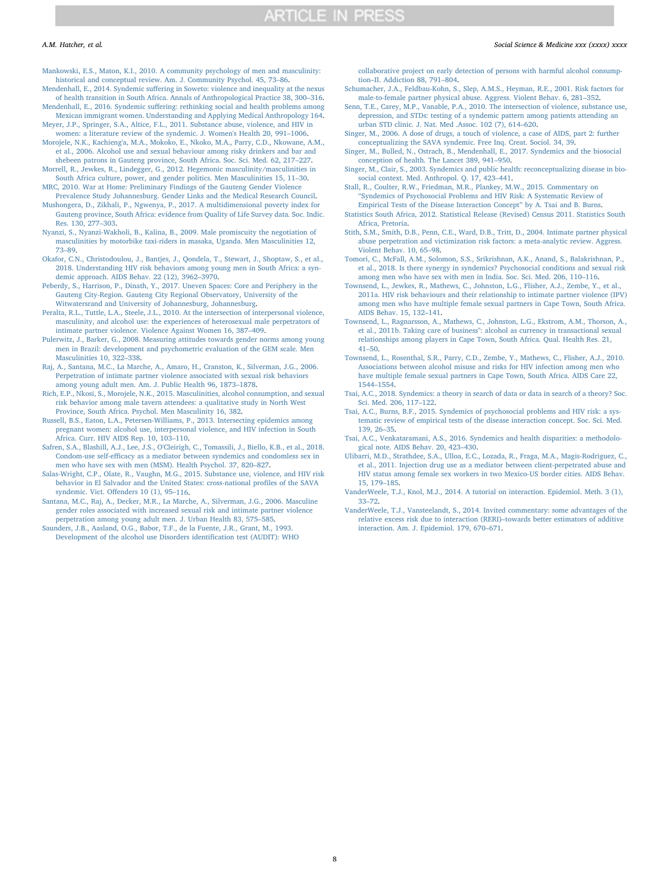Mankowski, E.S., Maton, K.I., 2010. A community psychology of men and masculinity: historical and conceptual review. Am. J. Community Psychol. 45, 73–86.

Mendenhall, E., 2014. Syndemic suffering in Soweto: violence and inequality at the nexus of health transition in South Africa. Annals of Anthropological Practice 38, 300–316.

Mendenhall, E., 2016. Syndemic suffering: rethinking social and health problems among Mexican immigrant women. Understanding and Applying Medical Anthropology 164.

Meyer, J.P., Springer, S.A., Altice, F.L., 2011. Substance abuse, violence, and HIV in women: a literature review of the syndemic. J. Women's Health 20, 991–1006.

Morojele, N.K., Kachieng'a, M.A., Mokoko, E., Nkoko, M.A., Parry, C.D., Nkowane, A.M., et al., 2006. Alcohol use and sexual behaviour among risky drinkers and bar and shebeen patrons in Gauteng province, South Africa. Soc. Sci. Med. 62, 217–227.

Morrell, R., Jewkes, R., Lindegger, G., 2012. Hegemonic masculinity/masculinities in South Africa culture, power, and gender politics. Men Masculinities 15, 11–30.

MRC, 2010. War at Home: Preliminary Findings of the Gauteng Gender Violence Prevalence Study Johannesburg. Gender Links and the Medical Research Council.

Mushongera, D., Zikhali, P., Ngwenya, P., 2017. A multidimensional poverty index for Gauteng province, South Africa: evidence from Quality of Life Survey data. Soc. Indic. Res. 130, 277–303.

Nyanzi, S., Nyanzi-Wakholi, B., Kalina, B., 2009. Male promiscuity the negotiation of masculinities by motorbike taxi-riders in masaka, Uganda. Men Masculinities 12, 73–89.

Okafor, C.N., Christodoulou, J., Bantjes, J., Qondela, T., Stewart, J., Shoptaw, S., et al., 2018. Understanding HIV risk behaviors among young men in South Africa: a syndemic approach. AIDS Behav. 22 (12), 3962–3970.

Peberdy, S., Harrison, P., Dinath, Y., 2017. Uneven Spaces: Core and Periphery in the Gauteng City-Region. Gauteng City Regional Observatory, University of the Witwatersrand and University of Johannesburg, Johannesburg.

Peralta, R.L., Tuttle, L.A., Steele, J.L., 2010. At the intersection of interpersonal violence, masculinity, and alcohol use: the experiences of heterosexual male perpetrators of intimate partner violence. Violence Against Women 16, 387–409.

Pulerwitz, J., Barker, G., 2008. Measuring attitudes towards gender norms among young men in Brazil: development and psychometric evaluation of the GEM scale. Men Masculinities 10, 322–338.

Raj, A., Santana, M.C., La Marche, A., Amaro, H., Cranston, K., Silverman, J.G., 2006. Perpetration of intimate partner violence associated with sexual risk behaviors among young adult men. Am. J. Public Health 96, 1873–1878.

Rich, E.P., Nkosi, S., Morojele, N.K., 2015. Masculinities, alcohol consumption, and sexual risk behavior among male tavern attendees: a qualitative study in North West Province, South Africa. Psychol. Men Masculinity 16, 382.

Russell, B.S., Eaton, L.A., Petersen-Williams, P., 2013. Intersecting epidemics among pregnant women: alcohol use, interpersonal violence, and HIV infection in South Africa. Curr. HIV AIDS Rep. 10, 103–110.

Safren, S.A., Blashill, A.J., Lee, J.S., O'Cleirigh, C., Tomassili, J., Biello, K.B., et al., 2018. Condom-use self-efficacy as a mediator between syndemics and condomless sex in men who have sex with men (MSM). Health Psychol. 37, 820–827.

Salas-Wright, C.P., Olate, R., Vaughn, M.G., 2015. Substance use, violence, and HIV risk behavior in El Salvador and the United States: cross-national profiles of the SAVA syndemic. Vict. Offenders 10 (1), 95–116.

Santana, M.C., Raj, A., Decker, M.R., La Marche, A., Silverman, J.G., 2006. Masculine gender roles associated with increased sexual risk and intimate partner violence perpetration among young adult men. J. Urban Health 83, 575–585.

Saunders, J.B., Aasland, O.G., Babor, T.F., de la Fuente, J.R., Grant, M., 1993. Development of the alcohol use Disorders identification test (AUDIT): WHO collaborative project on early detection of persons with harmful alcohol consumption–II. Addiction 88, 791–804.

Schumacher, J.A., Feldbau-Kohn, S., Slep, A.M.S., Heyman, R.E., 2001. Risk factors for male-to-female partner physical abuse. Aggress. Violent Behav. 6, 281–352.

Senn, T.E., Carey, M.P., Vanable, P.A., 2010. The intersection of violence, substance use, depression, and STDs: testing of a syndemic pattern among patients attending an urban STD clinic. J. Nat. Med .Assoc. 102 (7), 614–620.

Singer, M., 2006. A dose of drugs, a touch of violence, a case of AIDS, part 2: further conceptualizing the SAVA syndemic. Free Inq. Creat. Sociol. 34, 39.

Singer, M., Bulled, N., Ostrach, B., Mendenhall, E., 2017. Syndemics and the biosocial conception of health. The Lancet 389, 941–950.

Singer, M., Clair, S., 2003. Syndemics and public health: reconceptualizing disease in bio-social context. Med. Anthropol. Q. 17, 423–441.

Stall, R., Coulter, R.W., Friedman, M.R., Plankey, M.W., 2015. Commentary on "Syndemics of Psychosocial Problems and HIV Risk: A Systematic Review of Empirical Tests of the Disease Interaction Concept" by A. Tsai and B. Burns.

Statistics South Africa, 2012. Statistical Release (Revised) Census 2011. Statistics South Africa, Pretoria.

Stith, S.M., Smith, D.B., Penn, C.E., Ward, D.B., Tritt, D., 2004. Intimate partner physical abuse perpetration and victimization risk factors: a meta-analytic review. Aggress. Violent Behav. 10, 65–98.

Tomori, C., McFall, A.M., Solomon, S.S., Srikrishnan, A.K., Anand, S., Balakrishnan, P., et al., 2018. Is there synergy in syndemics? Psychosocial conditions and sexual risk among men who have sex with men in India. Soc. Sci. Med. 206, 110–116.

Townsend, L., Jewkes, R., Mathews, C., Johnston, L.G., Flisher, A.J., Zembe, Y., et al., 2011a. HIV risk behaviours and their relationship to intimate partner violence (IPV) among men who have multiple female sexual partners in Cape Town, South Africa. AIDS Behav. 15, 132–141.

Townsend, L., Ragnarsson, A., Mathews, C., Johnston, L.G., Ekstrom, A.M., Thorson, A., et al., 2011b. Taking care of business": alcohol as currency in transactional sexual relationships among players in Cape Town, South Africa. Qual. Health Res. 21, 41–50.

Townsend, L., Rosenthal, S.R., Parry, C.D., Zembe, Y., Mathews, C., Flisher, A.J., 2010. Associations between alcohol misuse and risks for HIV infection among men who have multiple female sexual partners in Cape Town, South Africa. AIDS Care 22, 1544–1554.

Tsai, A.C., 2018. Syndemics: a theory in search of data or data in search of a theory? Soc. Sci. Med. 206, 117–122.

Tsai, A.C., Burns, B.F., 2015. Syndemics of psychosocial problems and HIV risk: a systematic review of empirical tests of the disease interaction concept. Soc. Sci. Med. 139, 26–35.

Tsai, A.C., Venkataramani, A.S., 2016. Syndemics and health disparities: a methodological note. AIDS Behav. 20, 423–430.

Ulibarri, M.D., Strathdee, S.A., Ulloa, E.C., Lozada, R., Fraga, M.A., Magis-Rodriguez, C., et al., 2011. Injection drug use as a mediator between client-perpetrated abuse and HIV status among female sex workers in two Mexico-US border cities. AIDS Behav. 15, 179–185.

VanderWeele, T.J., Knol, M.J., 2014. A tutorial on interaction. Epidemiol. Meth. 3 (1), 33–72.

VanderWeele, T.J., Vansteelandt, S., 2014. Invited commentary: some advantages of the relative excess risk due to interaction (RERI)–towards better estimators of additive interaction. Am. J. Epidemiol. 179, 670–671.